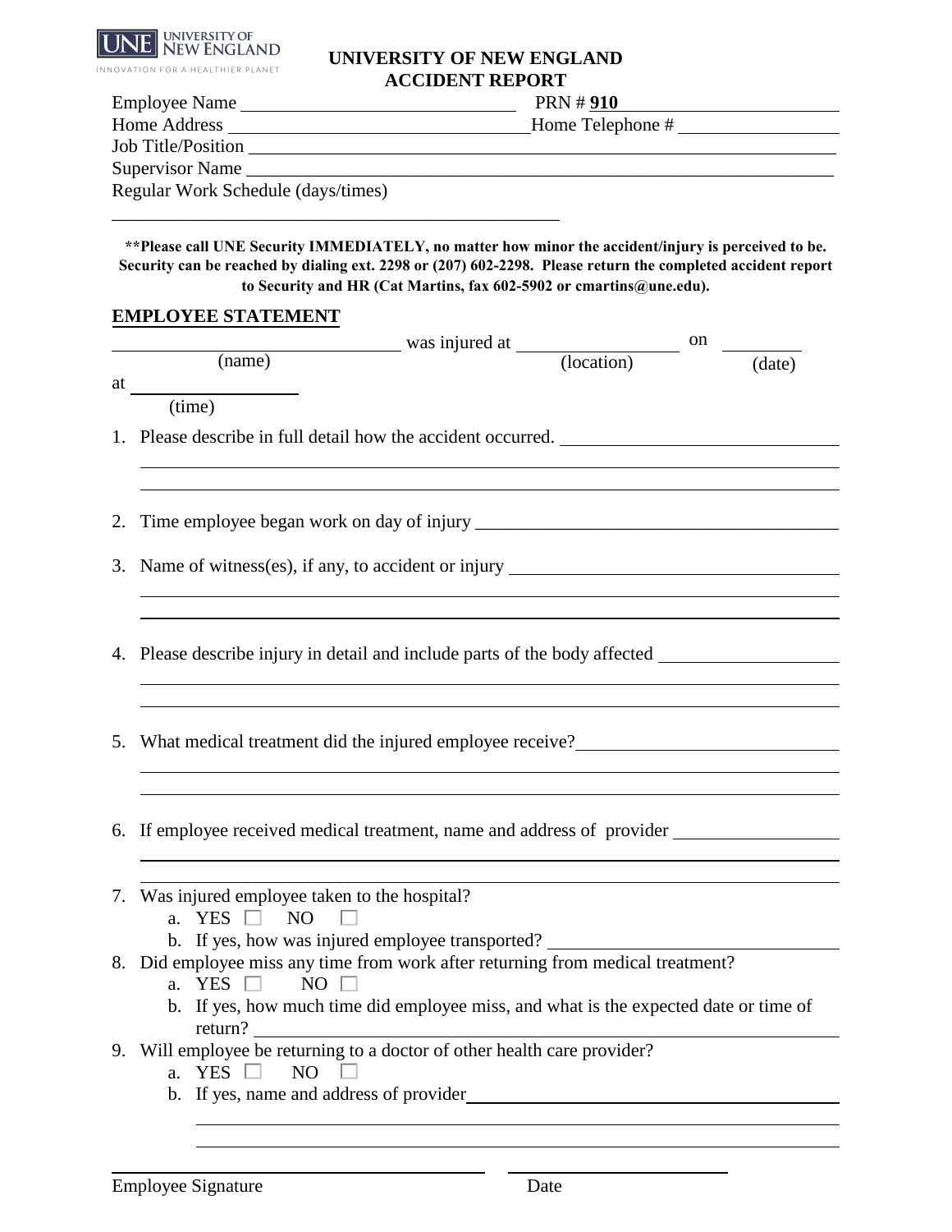UNE UNIVERSITY OF NEW ENGLAND
INNOVATION FOR A HEALTHIER PLANET

# UNIVERSITY OF NEW ENGLAND ACCIDENT REPORT

Employee Name ______________________________ PRN # **910** ________________________

Home Address ________________________________ Home Telephone # _________________

Job Title/Position ______________________________________________________________

Supervisor Name ______________________________________________________________

Regular Work Schedule (days/times)

_________________________________________________

****Please call UNE Security IMMEDIATELY, no matter how minor the accident/injury is perceived to be. Security can be reached by dialing ext. 2298 or (207) 602-2298. Please return the completed accident report to Security and HR (Cat Martins, fax 602-5902 or cmartins@une.edu).**

## EMPLOYEE STATEMENT

______________________________ was injured at _________________ on ________
(name) (location) (date)

at __________________
(time)

1. Please describe in full detail how the accident occurred. ______________________________

2. Time employee began work on day of injury ________________________________________

3. Name of witness(es), if any, to accident or injury ____________________________________

4. Please describe injury in detail and include parts of the body affected ____________________

5. What medical treatment did the injured employee receive? _____________________________

6. If employee received medical treatment, name and address of provider ___________________

7. Was injured employee taken to the hospital?
   a. YES ☐ NO ☐
   b. If yes, how was injured employee transported? ______________________________
8. Did employee miss any time from work after returning from medical treatment?
   a. YES ☐ NO ☐
   b. If yes, how much time did employee miss, and what is the expected date or time of return? ____________________________________________
9. Will employee be returning to a doctor of other health care provider?
   a. YES ☐ NO ☐
   b. If yes, name and address of provider ________________________________________

_________________________________________ ________________________
Employee Signature Date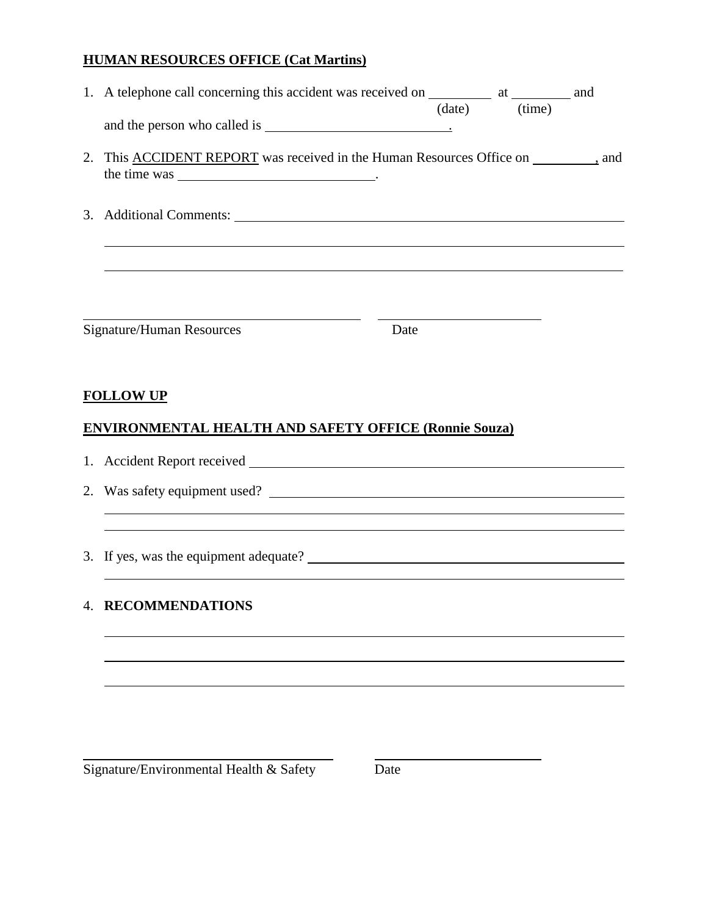**HUMAN RESOURCES OFFICE (Cat Martins)**

1. A telephone call concerning this accident was received on ________ at ________ and
   (date) (time)
   and the person who called is ________________________.

2. This ACCIDENT REPORT was received in the Human Resources Office on ________, and the time was ________________________.

3. Additional Comments: ________________________________________________

   ________________________________________________________________

   ________________________________________________________________

________________________________ ________________________

Signature/Human Resources Date

**FOLLOW UP**

**ENVIRONMENTAL HEALTH AND SAFETY OFFICE (Ronnie Souza)**

1. Accident Report received ________________________________________________

2. Was safety equipment used? ______________________________________________

   ________________________________________________________________

   ________________________________________________________________

3. If yes, was the equipment adequate? ________________________________________

   ________________________________________________________________

4. **RECOMMENDATIONS**

   ________________________________________________________________

   ________________________________________________________________

   ________________________________________________________________

________________________________ ________________________

Signature/Environmental Health & Safety Date